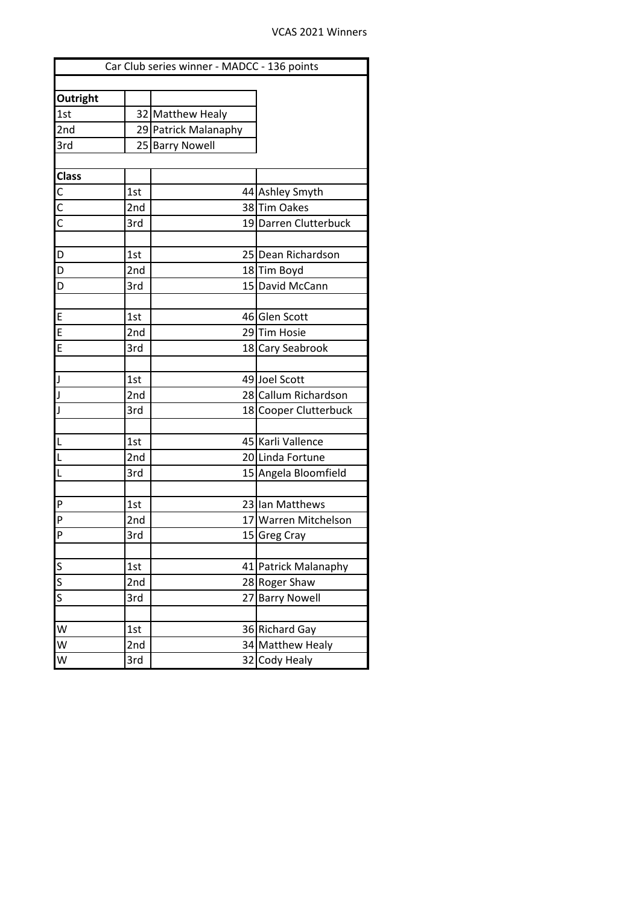VCAS 2021 Winners

| Car Club series winner - MADCC - 136 points | | | |
|---|---|---|---|
| | | | |
| **Outright** | | | |
| 1st | 32 | Matthew Healy | |
| 2nd | 29 | Patrick Malanaphy | |
| 3rd | 25 | Barry Nowell | |
| | | | |
| **Class** | | | |
| C | 1st | 44 | Ashley Smyth |
| C | 2nd | 38 | Tim Oakes |
| C | 3rd | 19 | Darren Clutterbuck |
| | | | |
| D | 1st | 25 | Dean Richardson |
| D | 2nd | 18 | Tim Boyd |
| D | 3rd | 15 | David McCann |
| | | | |
| E | 1st | 46 | Glen Scott |
| E | 2nd | 29 | Tim Hosie |
| E | 3rd | 18 | Cary Seabrook |
| | | | |
| J | 1st | 49 | Joel Scott |
| J | 2nd | 28 | Callum Richardson |
| J | 3rd | 18 | Cooper Clutterbuck |
| | | | |
| L | 1st | 45 | Karli Vallence |
| L | 2nd | 20 | Linda Fortune |
| L | 3rd | 15 | Angela Bloomfield |
| | | | |
| P | 1st | 23 | Ian Matthews |
| P | 2nd | 17 | Warren Mitchelson |
| P | 3rd | 15 | Greg Cray |
| | | | |
| S | 1st | 41 | Patrick Malanaphy |
| S | 2nd | 28 | Roger Shaw |
| S | 3rd | 27 | Barry Nowell |
| | | | |
| W | 1st | 36 | Richard Gay |
| W | 2nd | 34 | Matthew Healy |
| W | 3rd | 32 | Cody Healy |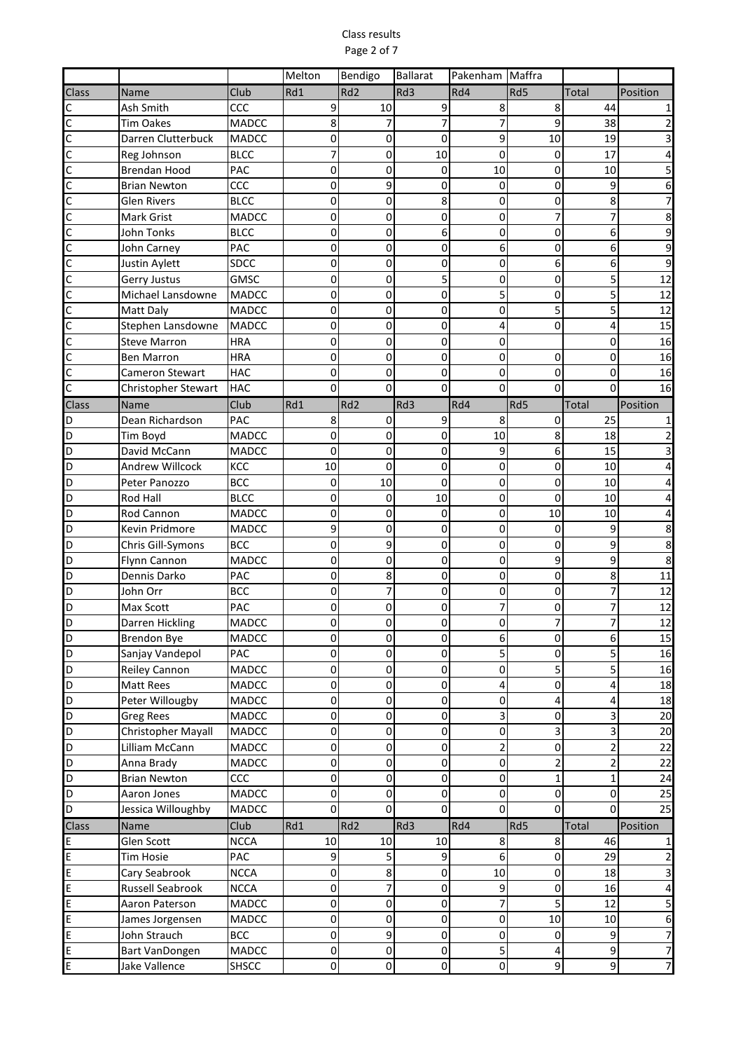| | | | Melton | Bendigo | Ballarat | Pakenham | Maffra | | |
|---|---|---|---|---|---|---|---|---|---|
| Class | Name | Club | Rd1 | Rd2 | Rd3 | Rd4 | Rd5 | Total | Position |
| C | Ash Smith | CCC | 9 | 10 | 9 | 8 | 8 | 44 | 1 |
| C | Tim Oakes | MADCC | 8 | 7 | 7 | 7 | 9 | 38 | 2 |
| C | Darren Clutterbuck | MADCC | 0 | 0 | 0 | 9 | 10 | 19 | 3 |
| C | Reg Johnson | BLCC | 7 | 0 | 10 | 0 | 0 | 17 | 4 |
| C | Brendan Hood | PAC | 0 | 0 | 0 | 10 | 0 | 10 | 5 |
| C | Brian Newton | CCC | 0 | 9 | 0 | 0 | 0 | 9 | 6 |
| C | Glen Rivers | BLCC | 0 | 0 | 8 | 0 | 0 | 8 | 7 |
| C | Mark Grist | MADCC | 0 | 0 | 0 | 0 | 7 | 7 | 8 |
| C | John Tonks | BLCC | 0 | 0 | 6 | 0 | 0 | 6 | 9 |
| C | John Carney | PAC | 0 | 0 | 0 | 6 | 0 | 6 | 9 |
| C | Justin Aylett | SDCC | 0 | 0 | 0 | 0 | 6 | 6 | 9 |
| C | Gerry Justus | GMSC | 0 | 0 | 5 | 0 | 0 | 5 | 12 |
| C | Michael Lansdowne | MADCC | 0 | 0 | 0 | 5 | 0 | 5 | 12 |
| C | Matt Daly | MADCC | 0 | 0 | 0 | 0 | 5 | 5 | 12 |
| C | Stephen Lansdowne | MADCC | 0 | 0 | 0 | 4 | 0 | 4 | 15 |
| C | Steve Marron | HRA | 0 | 0 | 0 | 0 | | 0 | 16 |
| C | Ben Marron | HRA | 0 | 0 | 0 | 0 | 0 | 0 | 16 |
| C | Cameron Stewart | HAC | 0 | 0 | 0 | 0 | 0 | 0 | 16 |
| C | Christopher Stewart | HAC | 0 | 0 | 0 | 0 | 0 | 0 | 16 |
| Class | Name | Club | Rd1 | Rd2 | Rd3 | Rd4 | Rd5 | Total | Position |
| D | Dean Richardson | PAC | 8 | 0 | 9 | 8 | 0 | 25 | 1 |
| D | Tim Boyd | MADCC | 0 | 0 | 0 | 10 | 8 | 18 | 2 |
| D | David McCann | MADCC | 0 | 0 | 0 | 9 | 6 | 15 | 3 |
| D | Andrew Willcock | KCC | 10 | 0 | 0 | 0 | 0 | 10 | 4 |
| D | Peter Panozzo | BCC | 0 | 10 | 0 | 0 | 0 | 10 | 4 |
| D | Rod Hall | BLCC | 0 | 0 | 10 | 0 | 0 | 10 | 4 |
| D | Rod Cannon | MADCC | 0 | 0 | 0 | 0 | 10 | 10 | 4 |
| D | Kevin Pridmore | MADCC | 9 | 0 | 0 | 0 | 0 | 9 | 8 |
| D | Chris Gill-Symons | BCC | 0 | 9 | 0 | 0 | 0 | 9 | 8 |
| D | Flynn Cannon | MADCC | 0 | 0 | 0 | 0 | 9 | 9 | 8 |
| D | Dennis Darko | PAC | 0 | 8 | 0 | 0 | 0 | 8 | 11 |
| D | John Orr | BCC | 0 | 7 | 0 | 0 | 0 | 7 | 12 |
| D | Max Scott | PAC | 0 | 0 | 0 | 7 | 0 | 7 | 12 |
| D | Darren Hickling | MADCC | 0 | 0 | 0 | 0 | 7 | 7 | 12 |
| D | Brendon Bye | MADCC | 0 | 0 | 0 | 6 | 0 | 6 | 15 |
| D | Sanjay Vandepol | PAC | 0 | 0 | 0 | 5 | 0 | 5 | 16 |
| D | Reiley Cannon | MADCC | 0 | 0 | 0 | 0 | 5 | 5 | 16 |
| D | Matt Rees | MADCC | 0 | 0 | 0 | 4 | 0 | 4 | 18 |
| D | Peter Willougby | MADCC | 0 | 0 | 0 | 0 | 4 | 4 | 18 |
| D | Greg Rees | MADCC | 0 | 0 | 0 | 3 | 0 | 3 | 20 |
| D | Christopher Mayall | MADCC | 0 | 0 | 0 | 0 | 3 | 3 | 20 |
| D | Lilliam McCann | MADCC | 0 | 0 | 0 | 2 | 0 | 2 | 22 |
| D | Anna Brady | MADCC | 0 | 0 | 0 | 0 | 2 | 2 | 22 |
| D | Brian Newton | CCC | 0 | 0 | 0 | 0 | 1 | 1 | 24 |
| D | Aaron Jones | MADCC | 0 | 0 | 0 | 0 | 0 | 0 | 25 |
| D | Jessica Willoughby | MADCC | 0 | 0 | 0 | 0 | 0 | 0 | 25 |
| Class | Name | Club | Rd1 | Rd2 | Rd3 | Rd4 | Rd5 | Total | Position |
| E | Glen Scott | NCCA | 10 | 10 | 10 | 8 | 8 | 46 | 1 |
| E | Tim Hosie | PAC | 9 | 5 | 9 | 6 | 0 | 29 | 2 |
| E | Cary Seabrook | NCCA | 0 | 8 | 0 | 10 | 0 | 18 | 3 |
| E | Russell Seabrook | NCCA | 0 | 7 | 0 | 9 | 0 | 16 | 4 |
| E | Aaron Paterson | MADCC | 0 | 0 | 0 | 7 | 5 | 12 | 5 |
| E | James Jorgensen | MADCC | 0 | 0 | 0 | 0 | 10 | 10 | 6 |
| E | John Strauch | BCC | 0 | 9 | 0 | 0 | 0 | 9 | 7 |
| E | Bart VanDongen | MADCC | 0 | 0 | 0 | 5 | 4 | 9 | 7 |
| E | Jake Vallence | SHSCC | 0 | 0 | 0 | 0 | 9 | 9 | 7 |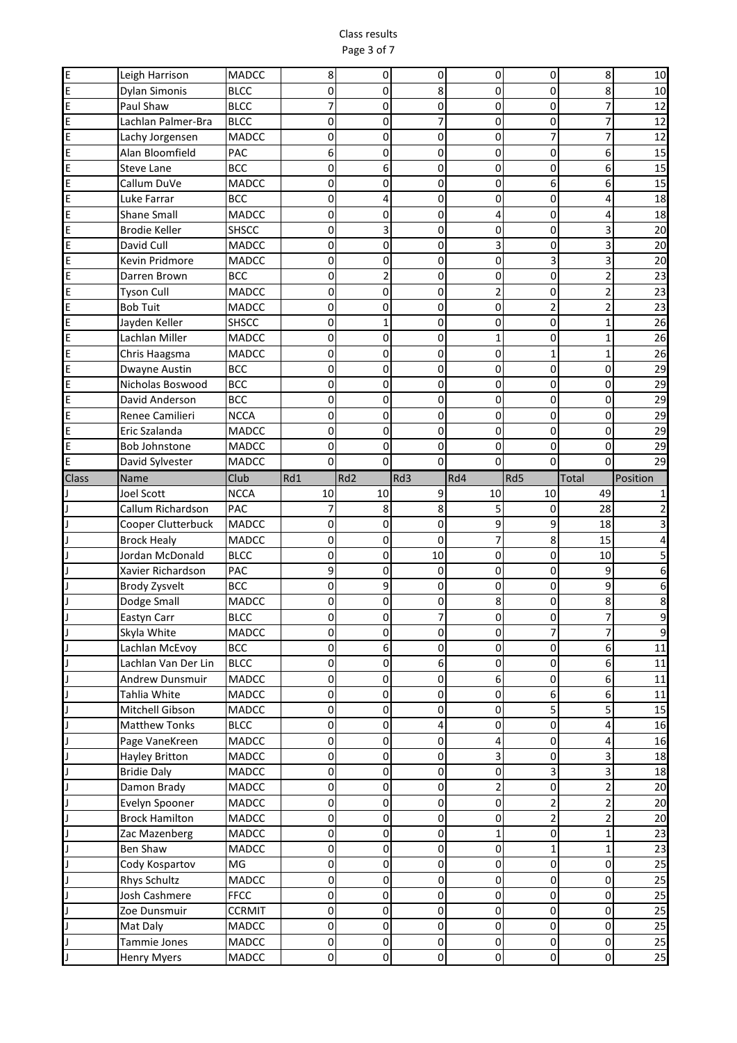| E | Leigh Harrison | MADCC | 8 | 0 | 0 | 0 | 0 | 8 | 10 |
|---|---|---|---|---|---|---|---|---|---|
| E | Dylan Simonis | BLCC | 0 | 0 | 8 | 0 | 0 | 8 | 10 |
| E | Paul Shaw | BLCC | 7 | 0 | 0 | 0 | 0 | 7 | 12 |
| E | Lachlan Palmer-Bra | BLCC | 0 | 0 | 7 | 0 | 0 | 7 | 12 |
| E | Lachy Jorgensen | MADCC | 0 | 0 | 0 | 0 | 7 | 7 | 12 |
| E | Alan Bloomfield | PAC | 6 | 0 | 0 | 0 | 0 | 6 | 15 |
| E | Steve Lane | BCC | 0 | 6 | 0 | 0 | 0 | 6 | 15 |
| E | Callum DuVe | MADCC | 0 | 0 | 0 | 0 | 6 | 6 | 15 |
| E | Luke Farrar | BCC | 0 | 4 | 0 | 0 | 0 | 4 | 18 |
| E | Shane Small | MADCC | 0 | 0 | 0 | 4 | 0 | 4 | 18 |
| E | Brodie Keller | SHSCC | 0 | 3 | 0 | 0 | 0 | 3 | 20 |
| E | David Cull | MADCC | 0 | 0 | 0 | 3 | 0 | 3 | 20 |
| E | Kevin Pridmore | MADCC | 0 | 0 | 0 | 0 | 3 | 3 | 20 |
| E | Darren Brown | BCC | 0 | 2 | 0 | 0 | 0 | 2 | 23 |
| E | Tyson Cull | MADCC | 0 | 0 | 0 | 2 | 0 | 2 | 23 |
| E | Bob Tuit | MADCC | 0 | 0 | 0 | 0 | 2 | 2 | 23 |
| E | Jayden Keller | SHSCC | 0 | 1 | 0 | 0 | 0 | 1 | 26 |
| E | Lachlan Miller | MADCC | 0 | 0 | 0 | 1 | 0 | 1 | 26 |
| E | Chris Haagsma | MADCC | 0 | 0 | 0 | 0 | 1 | 1 | 26 |
| E | Dwayne Austin | BCC | 0 | 0 | 0 | 0 | 0 | 0 | 29 |
| E | Nicholas Boswood | BCC | 0 | 0 | 0 | 0 | 0 | 0 | 29 |
| E | David Anderson | BCC | 0 | 0 | 0 | 0 | 0 | 0 | 29 |
| E | Renee Camilieri | NCCA | 0 | 0 | 0 | 0 | 0 | 0 | 29 |
| E | Eric Szalanda | MADCC | 0 | 0 | 0 | 0 | 0 | 0 | 29 |
| E | Bob Johnstone | MADCC | 0 | 0 | 0 | 0 | 0 | 0 | 29 |
| E | David Sylvester | MADCC | 0 | 0 | 0 | 0 | 0 | 0 | 29 |

| Class | Name | Club | Rd1 | Rd2 | Rd3 | Rd4 | Rd5 | Total | Position |
|---|---|---|---|---|---|---|---|---|---|
| J | Joel Scott | NCCA | 10 | 10 | 9 | 10 | 10 | 49 | 1 |
| J | Callum Richardson | PAC | 7 | 8 | 8 | 5 | 0 | 28 | 2 |
| J | Cooper Clutterbuck | MADCC | 0 | 0 | 0 | 9 | 9 | 18 | 3 |
| J | Brock Healy | MADCC | 0 | 0 | 0 | 7 | 8 | 15 | 4 |
| J | Jordan McDonald | BLCC | 0 | 0 | 10 | 0 | 0 | 10 | 5 |
| J | Xavier Richardson | PAC | 9 | 0 | 0 | 0 | 0 | 9 | 6 |
| J | Brody Zysvelt | BCC | 0 | 9 | 0 | 0 | 0 | 9 | 6 |
| J | Dodge Small | MADCC | 0 | 0 | 0 | 8 | 0 | 8 | 8 |
| J | Eastyn Carr | BLCC | 0 | 0 | 7 | 0 | 0 | 7 | 9 |
| J | Skyla White | MADCC | 0 | 0 | 0 | 0 | 7 | 7 | 9 |
| J | Lachlan McEvoy | BCC | 0 | 6 | 0 | 0 | 0 | 6 | 11 |
| J | Lachlan Van Der Lin | BLCC | 0 | 0 | 6 | 0 | 0 | 6 | 11 |
| J | Andrew Dunsmuir | MADCC | 0 | 0 | 0 | 6 | 0 | 6 | 11 |
| J | Tahlia White | MADCC | 0 | 0 | 0 | 0 | 6 | 6 | 11 |
| J | Mitchell Gibson | MADCC | 0 | 0 | 0 | 0 | 5 | 5 | 15 |
| J | Matthew Tonks | BLCC | 0 | 0 | 4 | 0 | 0 | 4 | 16 |
| J | Page VaneKreen | MADCC | 0 | 0 | 0 | 4 | 0 | 4 | 16 |
| J | Hayley Britton | MADCC | 0 | 0 | 0 | 3 | 0 | 3 | 18 |
| J | Bridie Daly | MADCC | 0 | 0 | 0 | 0 | 3 | 3 | 18 |
| J | Damon Brady | MADCC | 0 | 0 | 0 | 2 | 0 | 2 | 20 |
| J | Evelyn Spooner | MADCC | 0 | 0 | 0 | 0 | 2 | 2 | 20 |
| J | Brock Hamilton | MADCC | 0 | 0 | 0 | 0 | 2 | 2 | 20 |
| J | Zac Mazenberg | MADCC | 0 | 0 | 0 | 1 | 0 | 1 | 23 |
| J | Ben Shaw | MADCC | 0 | 0 | 0 | 0 | 1 | 1 | 23 |
| J | Cody Kospartov | MG | 0 | 0 | 0 | 0 | 0 | 0 | 25 |
| J | Rhys Schultz | MADCC | 0 | 0 | 0 | 0 | 0 | 0 | 25 |
| J | Josh Cashmere | FFCC | 0 | 0 | 0 | 0 | 0 | 0 | 25 |
| J | Zoe Dunsmuir | CCRMIT | 0 | 0 | 0 | 0 | 0 | 0 | 25 |
| J | Mat Daly | MADCC | 0 | 0 | 0 | 0 | 0 | 0 | 25 |
| J | Tammie Jones | MADCC | 0 | 0 | 0 | 0 | 0 | 0 | 25 |
| J | Henry Myers | MADCC | 0 | 0 | 0 | 0 | 0 | 0 | 25 |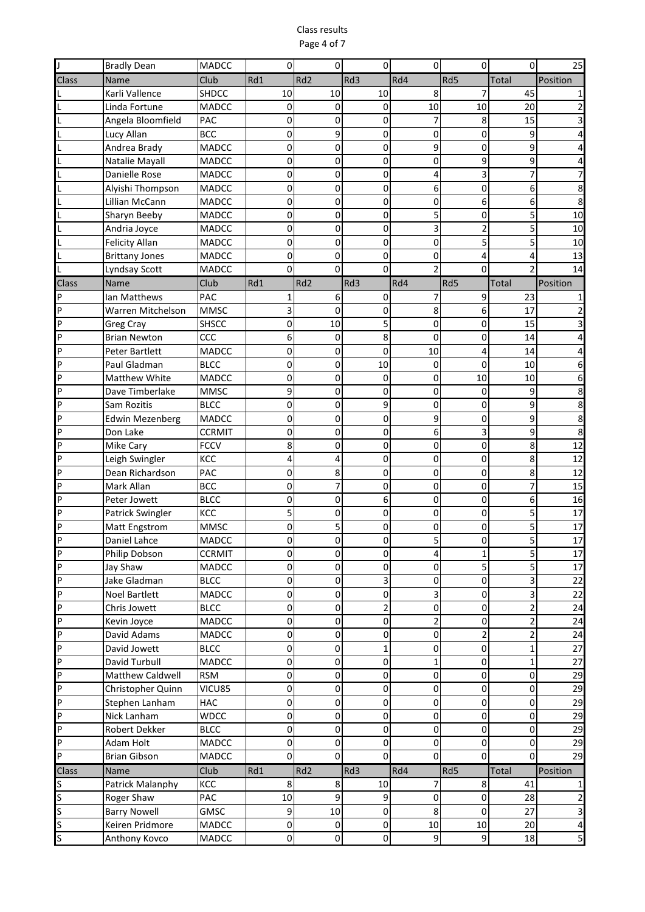| J | Bradly Dean | MADCC | 0 | 0 | 0 | 0 | 0 | 0 | 25 |
|---|---|---|---|---|---|---|---|---|---|
| **Class** | **Name** | **Club** | **Rd1** | **Rd2** | **Rd3** | **Rd4** | **Rd5** | **Total** | **Position** |
| L | Karli Vallence | SHDCC | 10 | 10 | 10 | 8 | 7 | 45 | 1 |
| L | Linda Fortune | MADCC | 0 | 0 | 0 | 10 | 10 | 20 | 2 |
| L | Angela Bloomfield | PAC | 0 | 0 | 0 | 7 | 8 | 15 | 3 |
| L | Lucy Allan | BCC | 0 | 9 | 0 | 0 | 0 | 9 | 4 |
| L | Andrea Brady | MADCC | 0 | 0 | 0 | 9 | 0 | 9 | 4 |
| L | Natalie Mayall | MADCC | 0 | 0 | 0 | 0 | 9 | 9 | 4 |
| L | Danielle Rose | MADCC | 0 | 0 | 0 | 4 | 3 | 7 | 7 |
| L | Alyishi Thompson | MADCC | 0 | 0 | 0 | 6 | 0 | 6 | 8 |
| L | Lillian McCann | MADCC | 0 | 0 | 0 | 0 | 6 | 6 | 8 |
| L | Sharyn Beeby | MADCC | 0 | 0 | 0 | 5 | 0 | 5 | 10 |
| L | Andria Joyce | MADCC | 0 | 0 | 0 | 3 | 2 | 5 | 10 |
| L | Felicity Allan | MADCC | 0 | 0 | 0 | 0 | 5 | 5 | 10 |
| L | Brittany Jones | MADCC | 0 | 0 | 0 | 0 | 4 | 4 | 13 |
| L | Lyndsay Scott | MADCC | 0 | 0 | 0 | 2 | 0 | 2 | 14 |
| **Class** | **Name** | **Club** | **Rd1** | **Rd2** | **Rd3** | **Rd4** | **Rd5** | **Total** | **Position** |
| P | Ian Matthews | PAC | 1 | 6 | 0 | 7 | 9 | 23 | 1 |
| P | Warren Mitchelson | MMSC | 3 | 0 | 0 | 8 | 6 | 17 | 2 |
| P | Greg Cray | SHSCC | 0 | 10 | 5 | 0 | 0 | 15 | 3 |
| P | Brian Newton | CCC | 6 | 0 | 8 | 0 | 0 | 14 | 4 |
| P | Peter Bartlett | MADCC | 0 | 0 | 0 | 10 | 4 | 14 | 4 |
| P | Paul Gladman | BLCC | 0 | 0 | 10 | 0 | 0 | 10 | 6 |
| P | Matthew White | MADCC | 0 | 0 | 0 | 0 | 10 | 10 | 6 |
| P | Dave Timberlake | MMSC | 9 | 0 | 0 | 0 | 0 | 9 | 8 |
| P | Sam Rozitis | BLCC | 0 | 0 | 9 | 0 | 0 | 9 | 8 |
| P | Edwin Mezenberg | MADCC | 0 | 0 | 0 | 9 | 0 | 9 | 8 |
| P | Don Lake | CCRMIT | 0 | 0 | 0 | 6 | 3 | 9 | 8 |
| P | Mike Cary | FCCV | 8 | 0 | 0 | 0 | 0 | 8 | 12 |
| P | Leigh Swingler | KCC | 4 | 4 | 0 | 0 | 0 | 8 | 12 |
| P | Dean Richardson | PAC | 0 | 8 | 0 | 0 | 0 | 8 | 12 |
| P | Mark Allan | BCC | 0 | 7 | 0 | 0 | 0 | 7 | 15 |
| P | Peter Jowett | BLCC | 0 | 0 | 6 | 0 | 0 | 6 | 16 |
| P | Patrick Swingler | KCC | 5 | 0 | 0 | 0 | 0 | 5 | 17 |
| P | Matt Engstrom | MMSC | 0 | 5 | 0 | 0 | 0 | 5 | 17 |
| P | Daniel Lahce | MADCC | 0 | 0 | 0 | 5 | 0 | 5 | 17 |
| P | Philip Dobson | CCRMIT | 0 | 0 | 0 | 4 | 1 | 5 | 17 |
| P | Jay Shaw | MADCC | 0 | 0 | 0 | 0 | 5 | 5 | 17 |
| P | Jake Gladman | BLCC | 0 | 0 | 3 | 0 | 0 | 3 | 22 |
| P | Noel Bartlett | MADCC | 0 | 0 | 0 | 3 | 0 | 3 | 22 |
| P | Chris Jowett | BLCC | 0 | 0 | 2 | 0 | 0 | 2 | 24 |
| P | Kevin Joyce | MADCC | 0 | 0 | 0 | 2 | 0 | 2 | 24 |
| P | David Adams | MADCC | 0 | 0 | 0 | 0 | 2 | 2 | 24 |
| P | David Jowett | BLCC | 0 | 0 | 1 | 0 | 0 | 1 | 27 |
| P | David Turbull | MADCC | 0 | 0 | 0 | 1 | 0 | 1 | 27 |
| P | Matthew Caldwell | RSM | 0 | 0 | 0 | 0 | 0 | 0 | 29 |
| P | Christopher Quinn | VICU85 | 0 | 0 | 0 | 0 | 0 | 0 | 29 |
| P | Stephen Lanham | HAC | 0 | 0 | 0 | 0 | 0 | 0 | 29 |
| P | Nick Lanham | WDCC | 0 | 0 | 0 | 0 | 0 | 0 | 29 |
| P | Robert Dekker | BLCC | 0 | 0 | 0 | 0 | 0 | 0 | 29 |
| P | Adam Holt | MADCC | 0 | 0 | 0 | 0 | 0 | 0 | 29 |
| P | Brian Gibson | MADCC | 0 | 0 | 0 | 0 | 0 | 0 | 29 |
| **Class** | **Name** | **Club** | **Rd1** | **Rd2** | **Rd3** | **Rd4** | **Rd5** | **Total** | **Position** |
| S | Patrick Malanphy | KCC | 8 | 8 | 10 | 7 | 8 | 41 | 1 |
| S | Roger Shaw | PAC | 10 | 9 | 9 | 0 | 0 | 28 | 2 |
| S | Barry Nowell | GMSC | 9 | 10 | 0 | 8 | 0 | 27 | 3 |
| S | Keiren Pridmore | MADCC | 0 | 0 | 0 | 10 | 10 | 20 | 4 |
| S | Anthony Kovco | MADCC | 0 | 0 | 0 | 9 | 9 | 18 | 5 |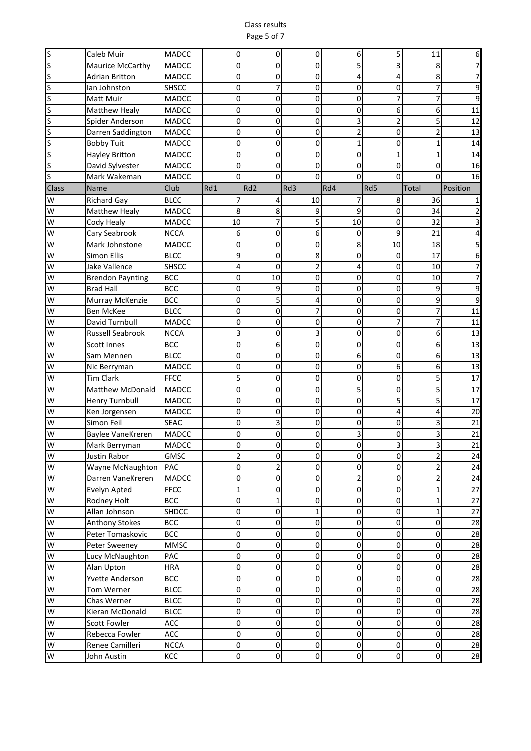| S | Caleb Muir | MADCC | 0 | 0 | 0 | 6 | 5 | 11 | 6 |
|---|---|---|---|---|---|---|---|---|---|
| S | Maurice McCarthy | MADCC | 0 | 0 | 0 | 5 | 3 | 8 | 7 |
| S | Adrian Britton | MADCC | 0 | 0 | 0 | 4 | 4 | 8 | 7 |
| S | Ian Johnston | SHSCC | 0 | 7 | 0 | 0 | 0 | 7 | 9 |
| S | Matt Muir | MADCC | 0 | 0 | 0 | 0 | 7 | 7 | 9 |
| S | Matthew Healy | MADCC | 0 | 0 | 0 | 0 | 6 | 6 | 11 |
| S | Spider Anderson | MADCC | 0 | 0 | 0 | 3 | 2 | 5 | 12 |
| S | Darren Saddington | MADCC | 0 | 0 | 0 | 2 | 0 | 2 | 13 |
| S | Bobby Tuit | MADCC | 0 | 0 | 0 | 1 | 0 | 1 | 14 |
| S | Hayley Britton | MADCC | 0 | 0 | 0 | 0 | 1 | 1 | 14 |
| S | David Sylvester | MADCC | 0 | 0 | 0 | 0 | 0 | 0 | 16 |
| S | Mark Wakeman | MADCC | 0 | 0 | 0 | 0 | 0 | 0 | 16 |

| Class | Name | Club | Rd1 | Rd2 | Rd3 | Rd4 | Rd5 | Total | Position |
|---|---|---|---|---|---|---|---|---|---|
| W | Richard Gay | BLCC | 7 | 4 | 10 | 7 | 8 | 36 | 1 |
| W | Matthew Healy | MADCC | 8 | 8 | 9 | 9 | 0 | 34 | 2 |
| W | Cody Healy | MADCC | 10 | 7 | 5 | 10 | 0 | 32 | 3 |
| W | Cary Seabrook | NCCA | 6 | 0 | 6 | 0 | 9 | 21 | 4 |
| W | Mark Johnstone | MADCC | 0 | 0 | 0 | 8 | 10 | 18 | 5 |
| W | Simon Ellis | BLCC | 9 | 0 | 8 | 0 | 0 | 17 | 6 |
| W | Jake Vallence | SHSCC | 4 | 0 | 2 | 4 | 0 | 10 | 7 |
| W | Brendon Paynting | BCC | 0 | 10 | 0 | 0 | 0 | 10 | 7 |
| W | Brad Hall | BCC | 0 | 9 | 0 | 0 | 0 | 9 | 9 |
| W | Murray McKenzie | BCC | 0 | 5 | 4 | 0 | 0 | 9 | 9 |
| W | Ben McKee | BLCC | 0 | 0 | 7 | 0 | 0 | 7 | 11 |
| W | David Turnbull | MADCC | 0 | 0 | 0 | 0 | 7 | 7 | 11 |
| W | Russell Seabrook | NCCA | 3 | 0 | 3 | 0 | 0 | 6 | 13 |
| W | Scott Innes | BCC | 0 | 6 | 0 | 0 | 0 | 6 | 13 |
| W | Sam Mennen | BLCC | 0 | 0 | 0 | 6 | 0 | 6 | 13 |
| W | Nic Berryman | MADCC | 0 | 0 | 0 | 0 | 6 | 6 | 13 |
| W | Tim Clark | FFCC | 5 | 0 | 0 | 0 | 0 | 5 | 17 |
| W | Matthew McDonald | MADCC | 0 | 0 | 0 | 5 | 0 | 5 | 17 |
| W | Henry Turnbull | MADCC | 0 | 0 | 0 | 0 | 5 | 5 | 17 |
| W | Ken Jorgensen | MADCC | 0 | 0 | 0 | 0 | 4 | 4 | 20 |
| W | Simon Feil | SEAC | 0 | 3 | 0 | 0 | 0 | 3 | 21 |
| W | Baylee VaneKreren | MADCC | 0 | 0 | 0 | 3 | 0 | 3 | 21 |
| W | Mark Berryman | MADCC | 0 | 0 | 0 | 0 | 3 | 3 | 21 |
| W | Justin Rabor | GMSC | 2 | 0 | 0 | 0 | 0 | 2 | 24 |
| W | Wayne McNaughton | PAC | 0 | 2 | 0 | 0 | 0 | 2 | 24 |
| W | Darren VaneKreren | MADCC | 0 | 0 | 0 | 2 | 0 | 2 | 24 |
| W | Evelyn Apted | FFCC | 1 | 0 | 0 | 0 | 0 | 1 | 27 |
| W | Rodney Holt | BCC | 0 | 1 | 0 | 0 | 0 | 1 | 27 |
| W | Allan Johnson | SHDCC | 0 | 0 | 1 | 0 | 0 | 1 | 27 |
| W | Anthony Stokes | BCC | 0 | 0 | 0 | 0 | 0 | 0 | 28 |
| W | Peter Tomaskovic | BCC | 0 | 0 | 0 | 0 | 0 | 0 | 28 |
| W | Peter Sweeney | MMSC | 0 | 0 | 0 | 0 | 0 | 0 | 28 |
| W | Lucy McNaughton | PAC | 0 | 0 | 0 | 0 | 0 | 0 | 28 |
| W | Alan Upton | HRA | 0 | 0 | 0 | 0 | 0 | 0 | 28 |
| W | Yvette Anderson | BCC | 0 | 0 | 0 | 0 | 0 | 0 | 28 |
| W | Tom Werner | BLCC | 0 | 0 | 0 | 0 | 0 | 0 | 28 |
| W | Chas Werner | BLCC | 0 | 0 | 0 | 0 | 0 | 0 | 28 |
| W | Kieran McDonald | BLCC | 0 | 0 | 0 | 0 | 0 | 0 | 28 |
| W | Scott Fowler | ACC | 0 | 0 | 0 | 0 | 0 | 0 | 28 |
| W | Rebecca Fowler | ACC | 0 | 0 | 0 | 0 | 0 | 0 | 28 |
| W | Renee Camilleri | NCCA | 0 | 0 | 0 | 0 | 0 | 0 | 28 |
| W | John Austin | KCC | 0 | 0 | 0 | 0 | 0 | 0 | 28 |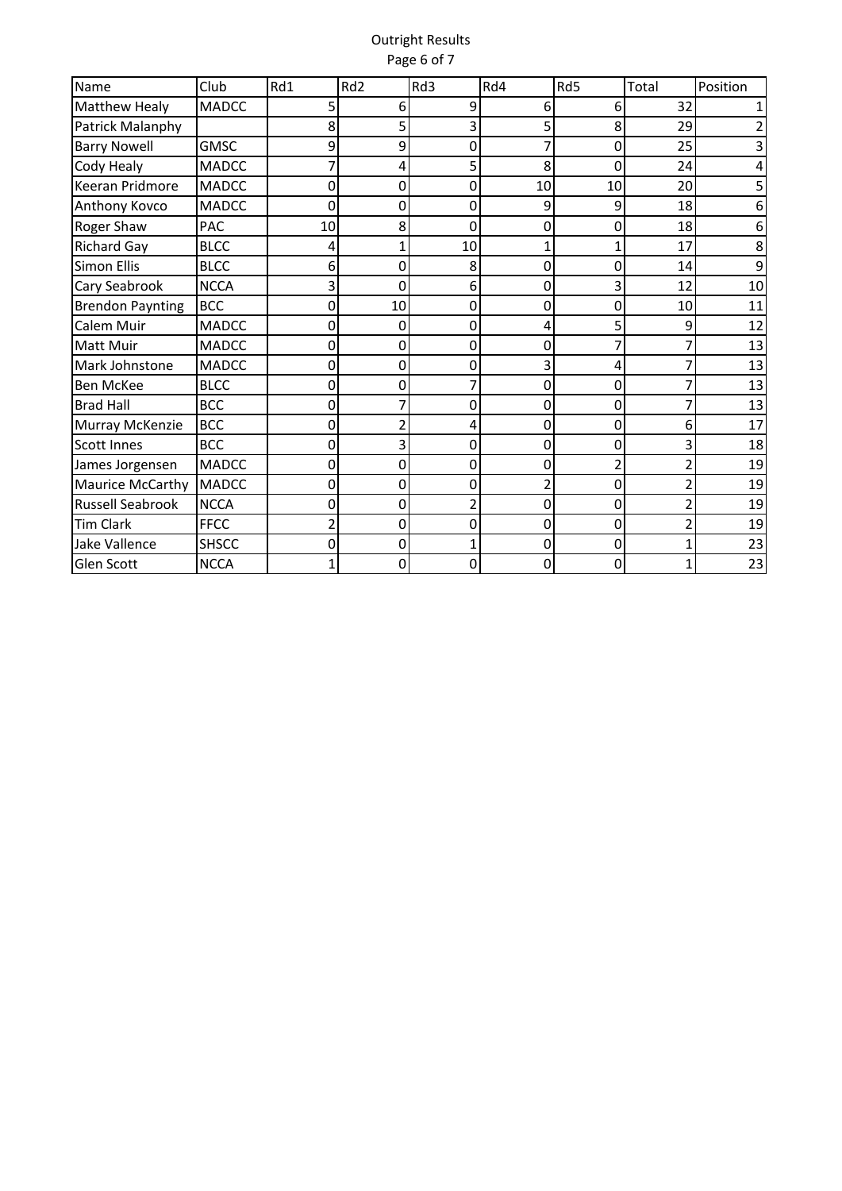Outright Results

| Name | Club | Rd1 | Rd2 | Rd3 | Rd4 | Rd5 | Total | Position |
|---|---|---|---|---|---|---|---|---|
| Matthew Healy | MADCC | 5 | 6 | 9 | 6 | 6 | 32 | 1 |
| Patrick Malanphy | | 8 | 5 | 3 | 5 | 8 | 29 | 2 |
| Barry Nowell | GMSC | 9 | 9 | 0 | 7 | 0 | 25 | 3 |
| Cody Healy | MADCC | 7 | 4 | 5 | 8 | 0 | 24 | 4 |
| Keeran Pridmore | MADCC | 0 | 0 | 0 | 10 | 10 | 20 | 5 |
| Anthony Kovco | MADCC | 0 | 0 | 0 | 9 | 9 | 18 | 6 |
| Roger Shaw | PAC | 10 | 8 | 0 | 0 | 0 | 18 | 6 |
| Richard Gay | BLCC | 4 | 1 | 10 | 1 | 1 | 17 | 8 |
| Simon Ellis | BLCC | 6 | 0 | 8 | 0 | 0 | 14 | 9 |
| Cary Seabrook | NCCA | 3 | 0 | 6 | 0 | 3 | 12 | 10 |
| Brendon Paynting | BCC | 0 | 10 | 0 | 0 | 0 | 10 | 11 |
| Calem Muir | MADCC | 0 | 0 | 0 | 4 | 5 | 9 | 12 |
| Matt Muir | MADCC | 0 | 0 | 0 | 0 | 7 | 7 | 13 |
| Mark Johnstone | MADCC | 0 | 0 | 0 | 3 | 4 | 7 | 13 |
| Ben McKee | BLCC | 0 | 0 | 7 | 0 | 0 | 7 | 13 |
| Brad Hall | BCC | 0 | 7 | 0 | 0 | 0 | 7 | 13 |
| Murray McKenzie | BCC | 0 | 2 | 4 | 0 | 0 | 6 | 17 |
| Scott Innes | BCC | 0 | 3 | 0 | 0 | 0 | 3 | 18 |
| James Jorgensen | MADCC | 0 | 0 | 0 | 0 | 2 | 2 | 19 |
| Maurice McCarthy | MADCC | 0 | 0 | 0 | 2 | 0 | 2 | 19 |
| Russell Seabrook | NCCA | 0 | 0 | 2 | 0 | 0 | 2 | 19 |
| Tim Clark | FFCC | 2 | 0 | 0 | 0 | 0 | 2 | 19 |
| Jake Vallence | SHSCC | 0 | 0 | 1 | 0 | 0 | 1 | 23 |
| Glen Scott | NCCA | 1 | 0 | 0 | 0 | 0 | 1 | 23 |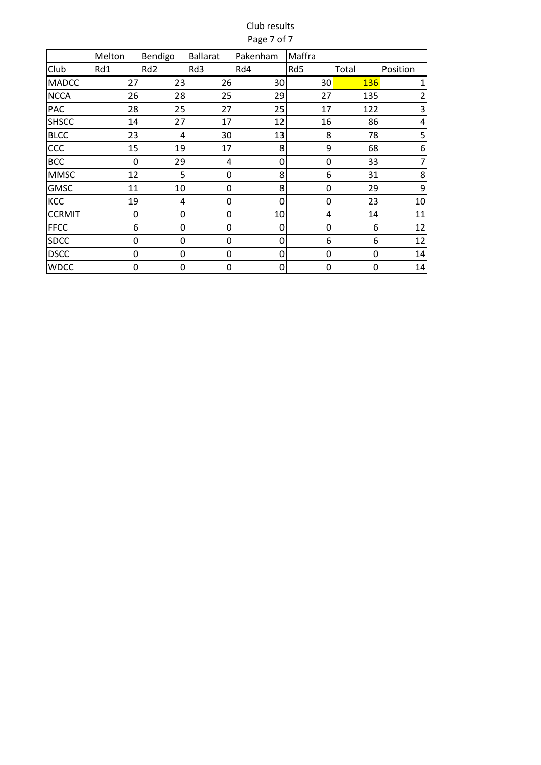# Club results

| | Melton | Bendigo | Ballarat | Pakenham | Maffra | | |
|---|---|---|---|---|---|---|---|
| Club | Rd1 | Rd2 | Rd3 | Rd4 | Rd5 | Total | Position |
| MADCC | 27 | 23 | 26 | 30 | 30 | 136 | 1 |
| NCCA | 26 | 28 | 25 | 29 | 27 | 135 | 2 |
| PAC | 28 | 25 | 27 | 25 | 17 | 122 | 3 |
| SHSCC | 14 | 27 | 17 | 12 | 16 | 86 | 4 |
| BLCC | 23 | 4 | 30 | 13 | 8 | 78 | 5 |
| CCC | 15 | 19 | 17 | 8 | 9 | 68 | 6 |
| BCC | 0 | 29 | 4 | 0 | 0 | 33 | 7 |
| MMSC | 12 | 5 | 0 | 8 | 6 | 31 | 8 |
| GMSC | 11 | 10 | 0 | 8 | 0 | 29 | 9 |
| KCC | 19 | 4 | 0 | 0 | 0 | 23 | 10 |
| CCRMIT | 0 | 0 | 0 | 10 | 4 | 14 | 11 |
| FFCC | 6 | 0 | 0 | 0 | 0 | 6 | 12 |
| SDCC | 0 | 0 | 0 | 0 | 6 | 6 | 12 |
| DSCC | 0 | 0 | 0 | 0 | 0 | 0 | 14 |
| WDCC | 0 | 0 | 0 | 0 | 0 | 0 | 14 |